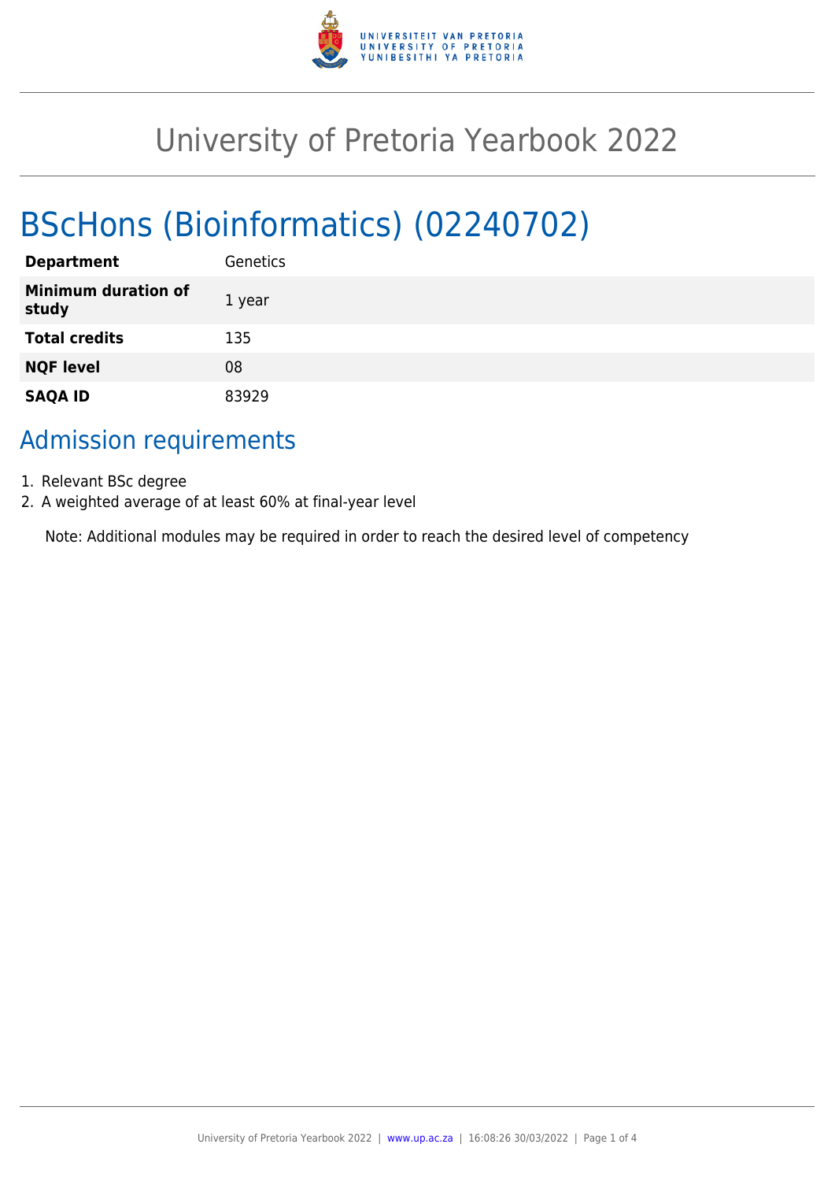# University of Pretoria Yearbook 2022

## BScHons (Bioinformatics) (02240702)

| | |
|---|---|
| **Department** | Genetics |
| **Minimum duration of study** | 1 year |
| **Total credits** | 135 |
| **NQF level** | 08 |
| **SAQA ID** | 83929 |

### Admission requirements

1. Relevant BSc degree
2. A weighted average of at least 60% at final-year level

Note: Additional modules may be required in order to reach the desired level of competency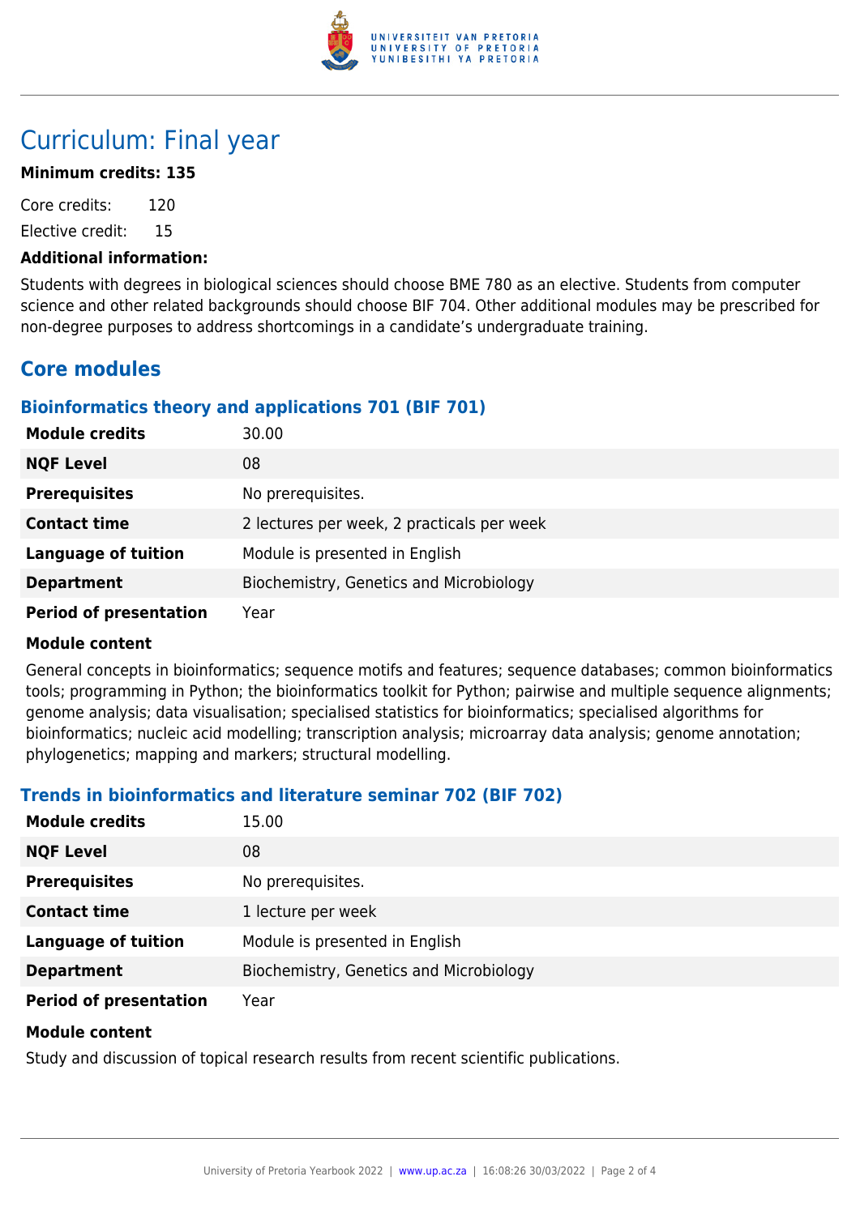# Curriculum: Final year

**Minimum credits: 135**

Core credits: 120

Elective credit: 15

**Additional information:**

Students with degrees in biological sciences should choose BME 780 as an elective. Students from computer science and other related backgrounds should choose BIF 704. Other additional modules may be prescribed for non-degree purposes to address shortcomings in a candidate's undergraduate training.

## Core modules

### Bioinformatics theory and applications 701 (BIF 701)

| | |
|---|---|
| **Module credits** | 30.00 |
| **NQF Level** | 08 |
| **Prerequisites** | No prerequisites. |
| **Contact time** | 2 lectures per week, 2 practicals per week |
| **Language of tuition** | Module is presented in English |
| **Department** | Biochemistry, Genetics and Microbiology |
| **Period of presentation** | Year |

**Module content**

General concepts in bioinformatics; sequence motifs and features; sequence databases; common bioinformatics tools; programming in Python; the bioinformatics toolkit for Python; pairwise and multiple sequence alignments; genome analysis; data visualisation; specialised statistics for bioinformatics; specialised algorithms for bioinformatics; nucleic acid modelling; transcription analysis; microarray data analysis; genome annotation; phylogenetics; mapping and markers; structural modelling.

### Trends in bioinformatics and literature seminar 702 (BIF 702)

| | |
|---|---|
| **Module credits** | 15.00 |
| **NQF Level** | 08 |
| **Prerequisites** | No prerequisites. |
| **Contact time** | 1 lecture per week |
| **Language of tuition** | Module is presented in English |
| **Department** | Biochemistry, Genetics and Microbiology |
| **Period of presentation** | Year |

**Module content**

Study and discussion of topical research results from recent scientific publications.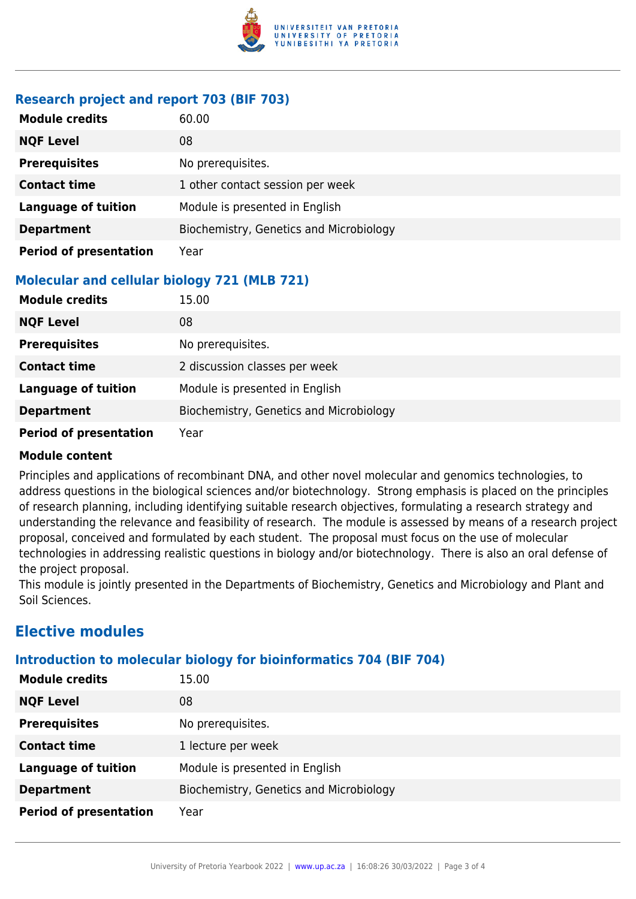### Research project and report 703 (BIF 703)

| | |
|---|---|
| **Module credits** | 60.00 |
| **NQF Level** | 08 |
| **Prerequisites** | No prerequisites. |
| **Contact time** | 1 other contact session per week |
| **Language of tuition** | Module is presented in English |
| **Department** | Biochemistry, Genetics and Microbiology |
| **Period of presentation** | Year |

### Molecular and cellular biology 721 (MLB 721)

| | |
|---|---|
| **Module credits** | 15.00 |
| **NQF Level** | 08 |
| **Prerequisites** | No prerequisites. |
| **Contact time** | 2 discussion classes per week |
| **Language of tuition** | Module is presented in English |
| **Department** | Biochemistry, Genetics and Microbiology |
| **Period of presentation** | Year |

**Module content**

Principles and applications of recombinant DNA, and other novel molecular and genomics technologies, to address questions in the biological sciences and/or biotechnology. Strong emphasis is placed on the principles of research planning, including identifying suitable research objectives, formulating a research strategy and understanding the relevance and feasibility of research. The module is assessed by means of a research project proposal, conceived and formulated by each student. The proposal must focus on the use of molecular technologies in addressing realistic questions in biology and/or biotechnology. There is also an oral defense of the project proposal.
This module is jointly presented in the Departments of Biochemistry, Genetics and Microbiology and Plant and Soil Sciences.

## Elective modules

### Introduction to molecular biology for bioinformatics 704 (BIF 704)

| | |
|---|---|
| **Module credits** | 15.00 |
| **NQF Level** | 08 |
| **Prerequisites** | No prerequisites. |
| **Contact time** | 1 lecture per week |
| **Language of tuition** | Module is presented in English |
| **Department** | Biochemistry, Genetics and Microbiology |
| **Period of presentation** | Year |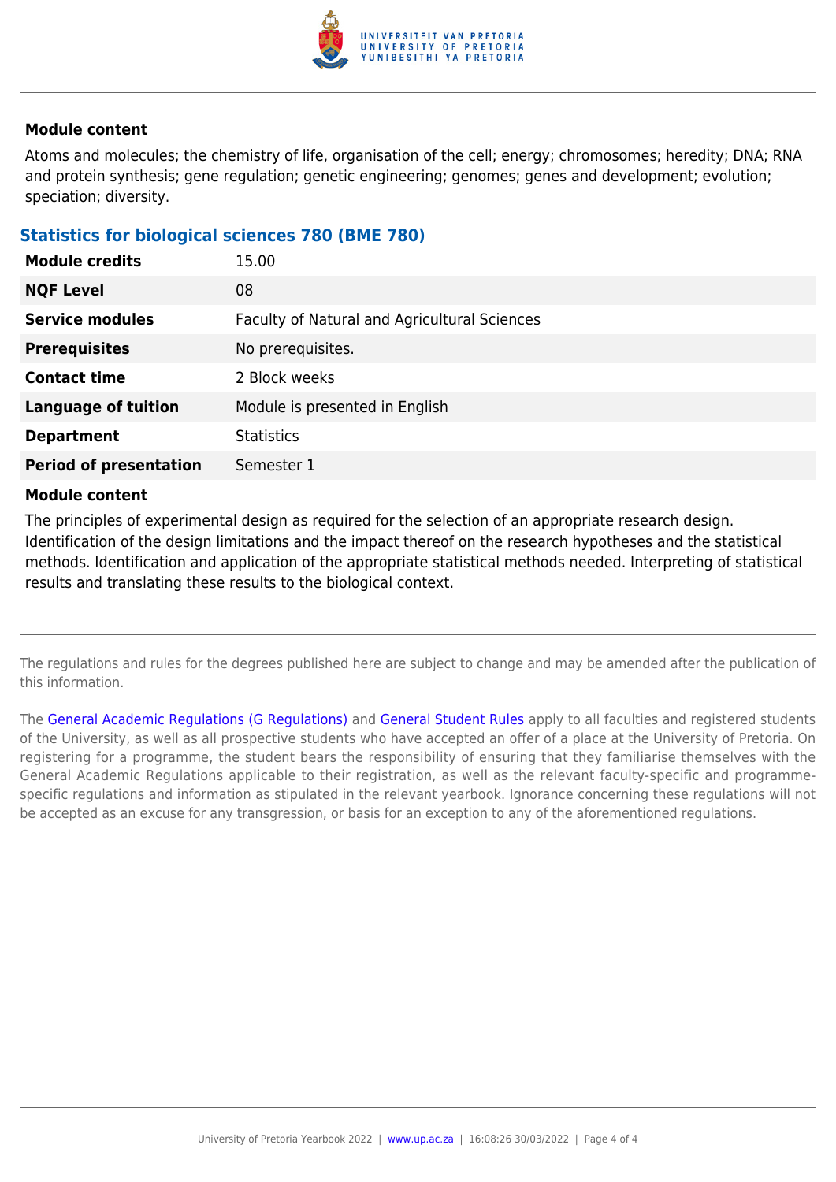#### Module content

Atoms and molecules; the chemistry of life, organisation of the cell; energy; chromosomes; heredity; DNA; RNA and protein synthesis; gene regulation; genetic engineering; genomes; genes and development; evolution; speciation; diversity.

### Statistics for biological sciences 780 (BME 780)

| | |
|---|---|
| **Module credits** | 15.00 |
| **NQF Level** | 08 |
| **Service modules** | Faculty of Natural and Agricultural Sciences |
| **Prerequisites** | No prerequisites. |
| **Contact time** | 2 Block weeks |
| **Language of tuition** | Module is presented in English |
| **Department** | Statistics |
| **Period of presentation** | Semester 1 |

#### Module content

The principles of experimental design as required for the selection of an appropriate research design. Identification of the design limitations and the impact thereof on the research hypotheses and the statistical methods. Identification and application of the appropriate statistical methods needed. Interpreting of statistical results and translating these results to the biological context.

---

The regulations and rules for the degrees published here are subject to change and may be amended after the publication of this information.

The General Academic Regulations (G Regulations) and General Student Rules apply to all faculties and registered students of the University, as well as all prospective students who have accepted an offer of a place at the University of Pretoria. On registering for a programme, the student bears the responsibility of ensuring that they familiarise themselves with the General Academic Regulations applicable to their registration, as well as the relevant faculty-specific and programme-specific regulations and information as stipulated in the relevant yearbook. Ignorance concerning these regulations will not be accepted as an excuse for any transgression, or basis for an exception to any of the aforementioned regulations.